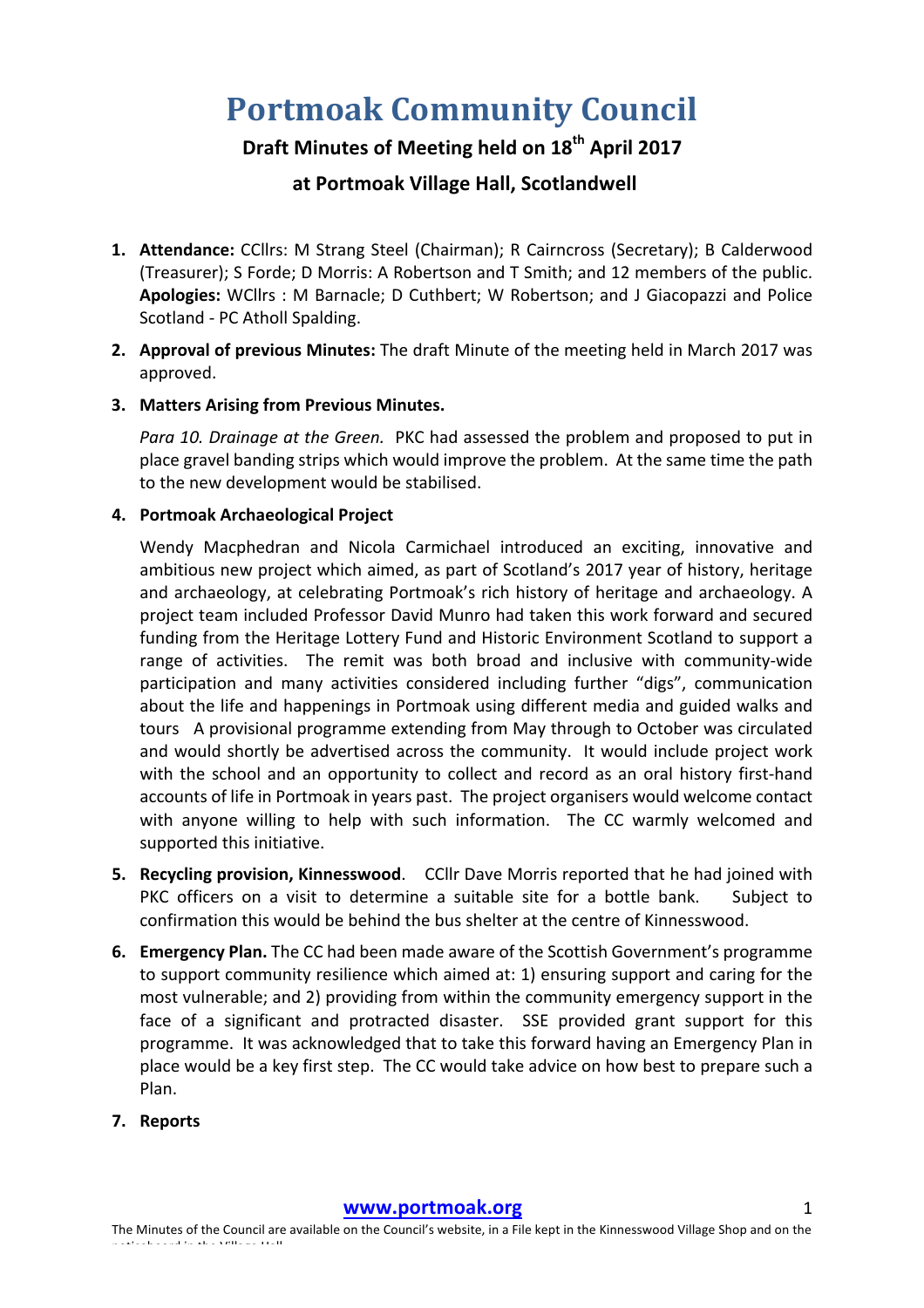# Portmoak Community Council

**Draft Minutes of Meeting held on 18th April 2017**

**at Portmoak Village Hall, Scotlandwell**

1. **Attendance:** CCllrs: M Strang Steel (Chairman); R Cairncross (Secretary); B Calderwood (Treasurer); S Forde; D Morris: A Robertson and T Smith; and 12 members of the public. **Apologies:** WCllrs : M Barnacle; D Cuthbert; W Robertson; and J Giacopazzi and Police Scotland - PC Atholl Spalding.

2. **Approval of previous Minutes:** The draft Minute of the meeting held in March 2017 was approved.

3. **Matters Arising from Previous Minutes.**

   *Para 10. Drainage at the Green.* PKC had assessed the problem and proposed to put in place gravel banding strips which would improve the problem. At the same time the path to the new development would be stabilised.

4. **Portmoak Archaeological Project**

   Wendy Macphedran and Nicola Carmichael introduced an exciting, innovative and ambitious new project which aimed, as part of Scotland's 2017 year of history, heritage and archaeology, at celebrating Portmoak's rich history of heritage and archaeology. A project team included Professor David Munro had taken this work forward and secured funding from the Heritage Lottery Fund and Historic Environment Scotland to support a range of activities. The remit was both broad and inclusive with community-wide participation and many activities considered including further "digs", communication about the life and happenings in Portmoak using different media and guided walks and tours A provisional programme extending from May through to October was circulated and would shortly be advertised across the community. It would include project work with the school and an opportunity to collect and record as an oral history first-hand accounts of life in Portmoak in years past. The project organisers would welcome contact with anyone willing to help with such information. The CC warmly welcomed and supported this initiative.

5. **Recycling provision, Kinnesswood**. CCllr Dave Morris reported that he had joined with PKC officers on a visit to determine a suitable site for a bottle bank. Subject to confirmation this would be behind the bus shelter at the centre of Kinnesswood.

6. **Emergency Plan.** The CC had been made aware of the Scottish Government's programme to support community resilience which aimed at: 1) ensuring support and caring for the most vulnerable; and 2) providing from within the community emergency support in the face of a significant and protracted disaster. SSE provided grant support for this programme. It was acknowledged that to take this forward having an Emergency Plan in place would be a key first step. The CC would take advice on how best to prepare such a Plan.

7. **Reports**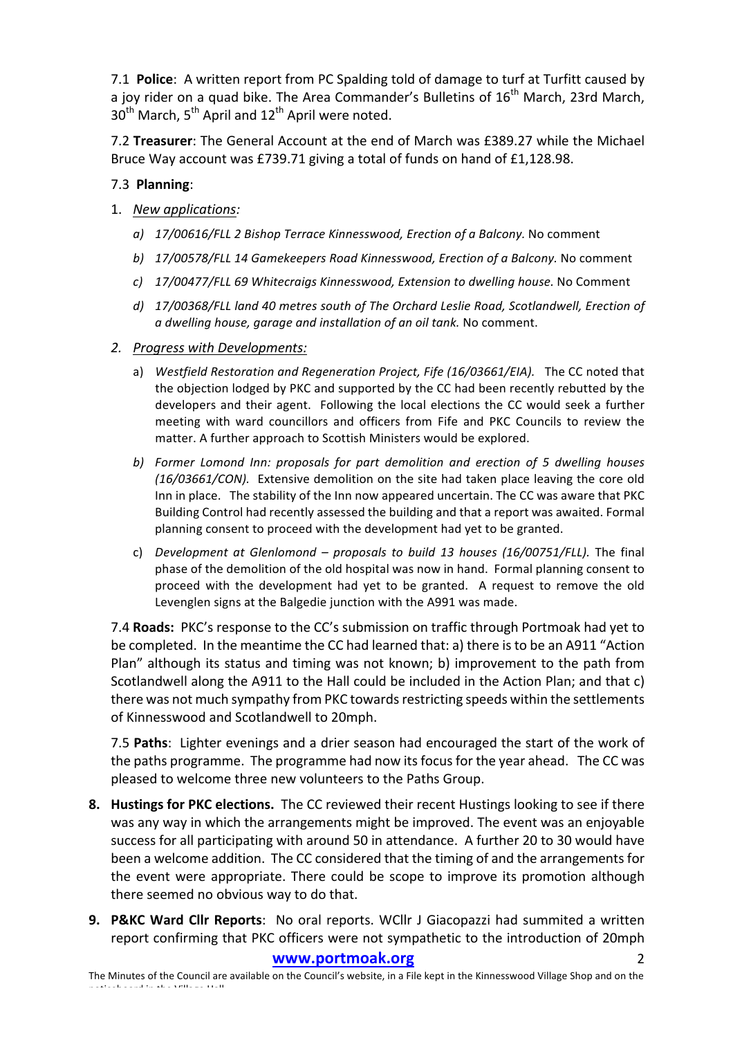7.1 **Police**: A written report from PC Spalding told of damage to turf at Turfitt caused by a joy rider on a quad bike. The Area Commander's Bulletins of 16th March, 23rd March, 30th March, 5th April and 12th April were noted.

7.2 **Treasurer**: The General Account at the end of March was £389.27 while the Michael Bruce Way account was £739.71 giving a total of funds on hand of £1,128.98.

7.3 **Planning**:

1. *New applications:*
   a) *17/00616/FLL 2 Bishop Terrace Kinnesswood, Erection of a Balcony.* No comment
   b) *17/00578/FLL 14 Gamekeepers Road Kinnesswood, Erection of a Balcony.* No comment
   c) *17/00477/FLL 69 Whitecraigs Kinnesswood, Extension to dwelling house.* No Comment
   d) *17/00368/FLL land 40 metres south of The Orchard Leslie Road, Scotlandwell, Erection of a dwelling house, garage and installation of an oil tank.* No comment.

2. *Progress with Developments:*
   a) *Westfield Restoration and Regeneration Project, Fife (16/03661/EIA).* The CC noted that the objection lodged by PKC and supported by the CC had been recently rebutted by the developers and their agent. Following the local elections the CC would seek a further meeting with ward councillors and officers from Fife and PKC Councils to review the matter. A further approach to Scottish Ministers would be explored.
   b) *Former Lomond Inn: proposals for part demolition and erection of 5 dwelling houses (16/03661/CON).* Extensive demolition on the site had taken place leaving the core old Inn in place. The stability of the Inn now appeared uncertain. The CC was aware that PKC Building Control had recently assessed the building and that a report was awaited. Formal planning consent to proceed with the development had yet to be granted.
   c) *Development at Glenlomond – proposals to build 13 houses (16/00751/FLL).* The final phase of the demolition of the old hospital was now in hand. Formal planning consent to proceed with the development had yet to be granted. A request to remove the old Levenglen signs at the Balgedie junction with the A991 was made.

7.4 **Roads:** PKC's response to the CC's submission on traffic through Portmoak had yet to be completed. In the meantime the CC had learned that: a) there is to be an A911 "Action Plan" although its status and timing was not known; b) improvement to the path from Scotlandwell along the A911 to the Hall could be included in the Action Plan; and that c) there was not much sympathy from PKC towards restricting speeds within the settlements of Kinnesswood and Scotlandwell to 20mph.

7.5 **Paths**: Lighter evenings and a drier season had encouraged the start of the work of the paths programme. The programme had now its focus for the year ahead. The CC was pleased to welcome three new volunteers to the Paths Group.

8. **Hustings for PKC elections.** The CC reviewed their recent Hustings looking to see if there was any way in which the arrangements might be improved. The event was an enjoyable success for all participating with around 50 in attendance. A further 20 to 30 would have been a welcome addition. The CC considered that the timing of and the arrangements for the event were appropriate. There could be scope to improve its promotion although there seemed no obvious way to do that.

9. **P&KC Ward Cllr Reports**: No oral reports. WCllr J Giacopazzi had summited a written report confirming that PKC officers were not sympathetic to the introduction of 20mph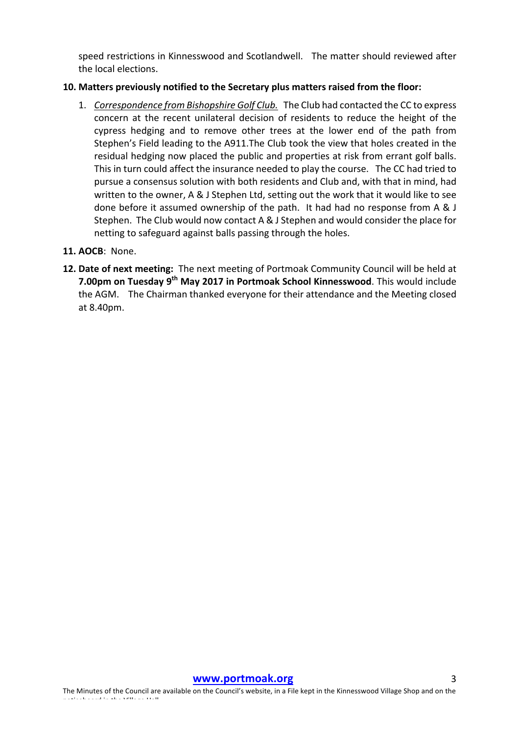speed restrictions in Kinnesswood and Scotlandwell. The matter should reviewed after the local elections.

**10. Matters previously notified to the Secretary plus matters raised from the floor:**

1. *Correspondence from Bishopshire Golf Club.* The Club had contacted the CC to express concern at the recent unilateral decision of residents to reduce the height of the cypress hedging and to remove other trees at the lower end of the path from Stephen's Field leading to the A911.The Club took the view that holes created in the residual hedging now placed the public and properties at risk from errant golf balls. This in turn could affect the insurance needed to play the course. The CC had tried to pursue a consensus solution with both residents and Club and, with that in mind, had written to the owner, A & J Stephen Ltd, setting out the work that it would like to see done before it assumed ownership of the path. It had had no response from A & J Stephen. The Club would now contact A & J Stephen and would consider the place for netting to safeguard against balls passing through the holes.

**11. AOCB**: None.

**12. Date of next meeting:** The next meeting of Portmoak Community Council will be held at **7.00pm on Tuesday 9th May 2017 in Portmoak School Kinnesswood**. This would include the AGM. The Chairman thanked everyone for their attendance and the Meeting closed at 8.40pm.

**www.portmoak.org**

The Minutes of the Council are available on the Council's website, in a File kept in the Kinnesswood Village Shop and on the noticeboard in the Village Hall.